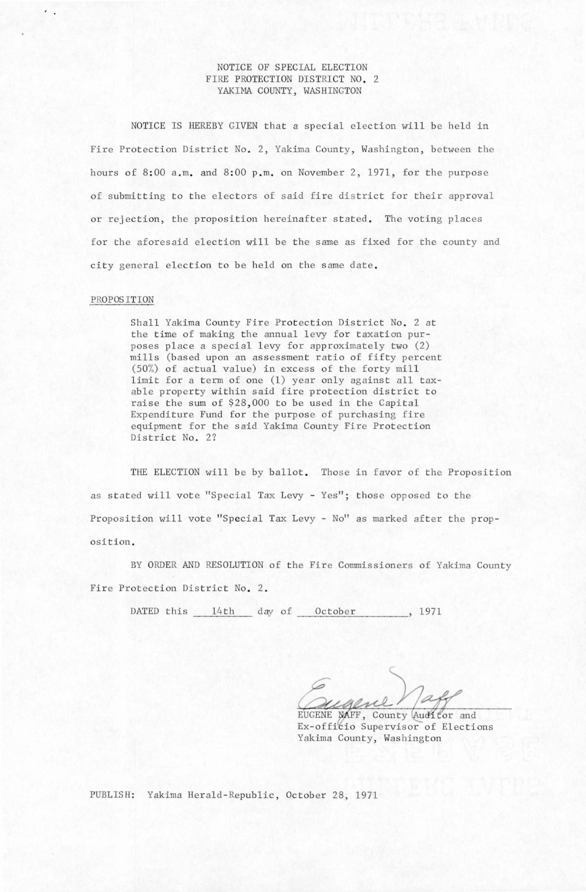# NOTICE OF SPECIAL ELECTION
## FIRE PROTECTION DISTRICT NO. 2
## YAKIMA COUNTY, WASHINGTON

NOTICE IS HEREBY GIVEN that a special election will be held in Fire Protection District No. 2, Yakima County, Washington, between the hours of 8:00 a.m. and 8:00 p.m. on November 2, 1971, for the purpose of submitting to the electors of said fire district for their approval or rejection, the proposition hereinafter stated. The voting places for the aforesaid election will be the same as fixed for the county and city general election to be held on the same date.

PROPOSITION

> Shall Yakima County Fire Protection District No. 2 at the time of making the annual levy for taxation purposes place a special levy for approximately two (2) mills (based upon an assessment ratio of fifty percent (50%) of actual value) in excess of the forty mill limit for a term of one (1) year only against all taxable property within said fire protection district to raise the sum of $28,000 to be used in the Capital Expenditure Fund for the purpose of purchasing fire equipment for the said Yakima County Fire Protection District No. 2?

THE ELECTION will be by ballot. Those in favor of the Proposition as stated will vote "Special Tax Levy - Yes"; those opposed to the Proposition will vote "Special Tax Levy - No" as marked after the proposition.

BY ORDER AND RESOLUTION of the Fire Commissioners of Yakima County Fire Protection District No. 2.

DATED this 14th day of October, 1971

Eugene Naff

EUGENE NAFF, County Auditor and
Ex-officio Supervisor of Elections
Yakima County, Washington

PUBLISH: Yakima Herald-Republic, October 28, 1971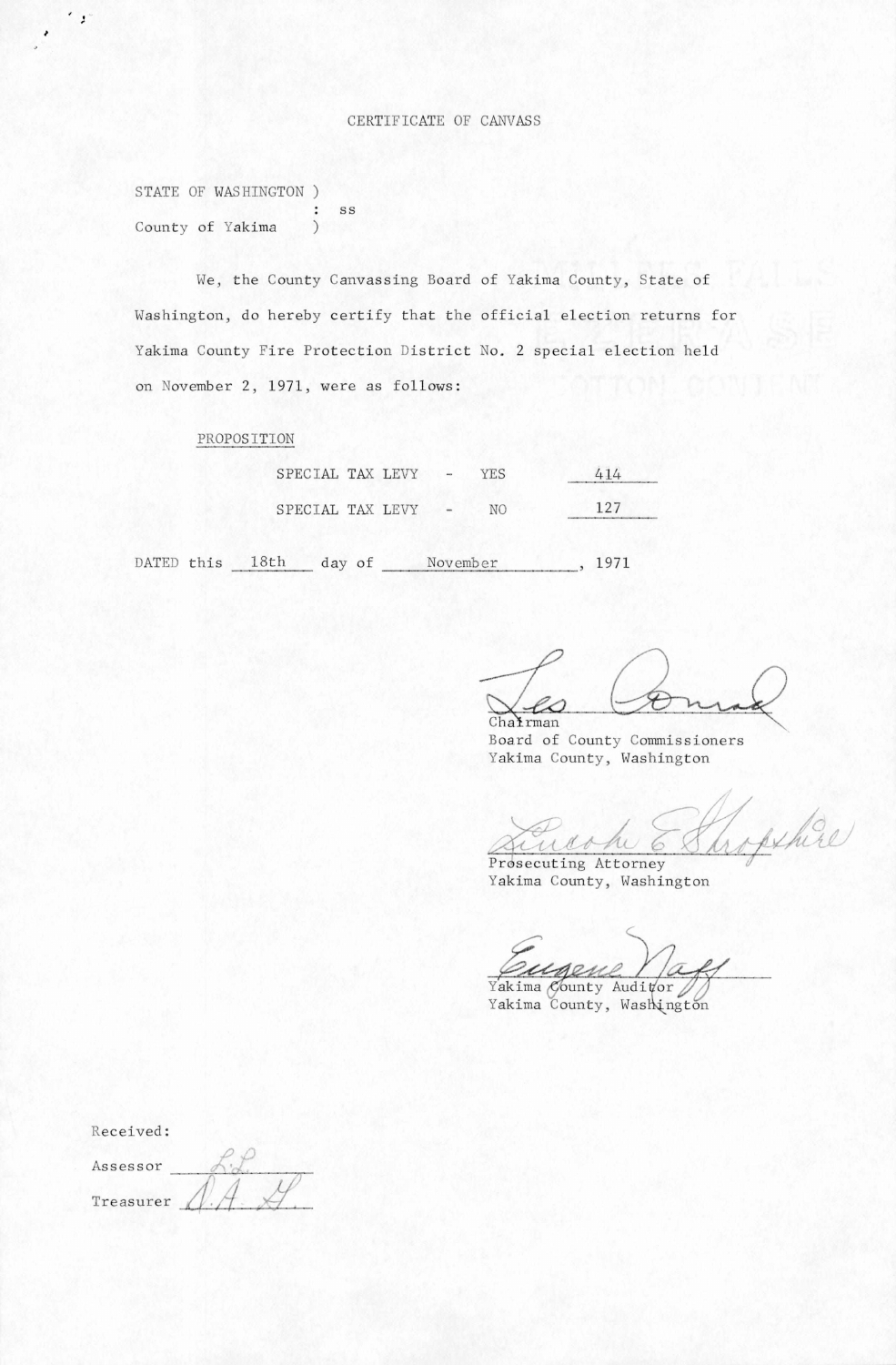# CERTIFICATE OF CANVASS

STATE OF WASHINGTON )
: ss
County of Yakima )

We, the County Canvassing Board of Yakima County, State of Washington, do hereby certify that the official election returns for Yakima County Fire Protection District No. 2 special election held on November 2, 1971, were as follows:

PROPOSITION

| | | |
|---|---|---|
| SPECIAL TAX LEVY - | YES | 414 |
| SPECIAL TAX LEVY - | NO | 127 |

DATED this 18th day of November, 1971

Les Conrad
Chairman
Board of County Commissioners
Yakima County, Washington

Lincoln E. Shropshire
Prosecuting Attorney
Yakima County, Washington

Eugene Naff
Yakima County Auditor
Yakima County, Washington

Received:

Assessor L.L.

Treasurer D.A.G.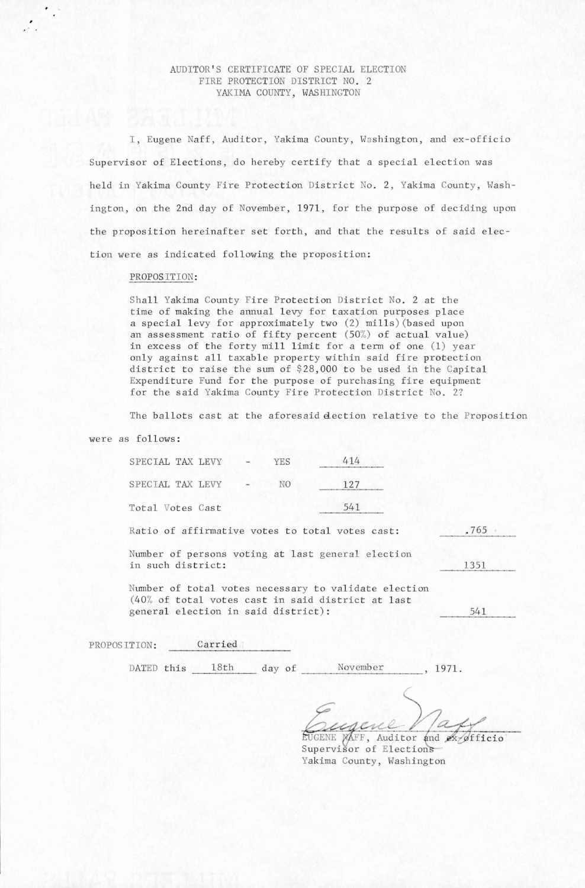# AUDITOR'S CERTIFICATE OF SPECIAL ELECTION
## FIRE PROTECTION DISTRICT NO. 2
## YAKIMA COUNTY, WASHINGTON

I, Eugene Naff, Auditor, Yakima County, Washington, and ex-officio Supervisor of Elections, do hereby certify that a special election was held in Yakima County Fire Protection District No. 2, Yakima County, Washington, on the 2nd day of November, 1971, for the purpose of deciding upon the proposition hereinafter set forth, and that the results of said election were as indicated following the proposition:

PROPOSITION:

> Shall Yakima County Fire Protection District No. 2 at the time of making the annual levy for taxation purposes place a special levy for approximately two (2) mills)(based upon an assessment ratio of fifty percent (50%) of actual value) in excess of the forty mill limit for a term of one (1) year only against all taxable property within said fire protection district to raise the sum of $28,000 to be used in the Capital Expenditure Fund for the purpose of purchasing fire equipment for the said Yakima County Fire Protection District No. 2?

The ballots cast at the aforesaid election relative to the Proposition were as follows:

| | |
|---|---|
| SPECIAL TAX LEVY - YES | 414 |
| SPECIAL TAX LEVY - NO | 127 |
| Total Votes Cast | 541 |

Ratio of affirmative votes to total votes cast: .765

Number of persons voting at last general election in such district: 1351

Number of total votes necessary to validate election (40% of total votes cast in said district at last general election in said district): 541

PROPOSITION: Carried

DATED this 18th day of November, 1971.

Eugene Naff

EUGENE NAFF, Auditor and ex-officio Supervisor of Elections
Yakima County, Washington